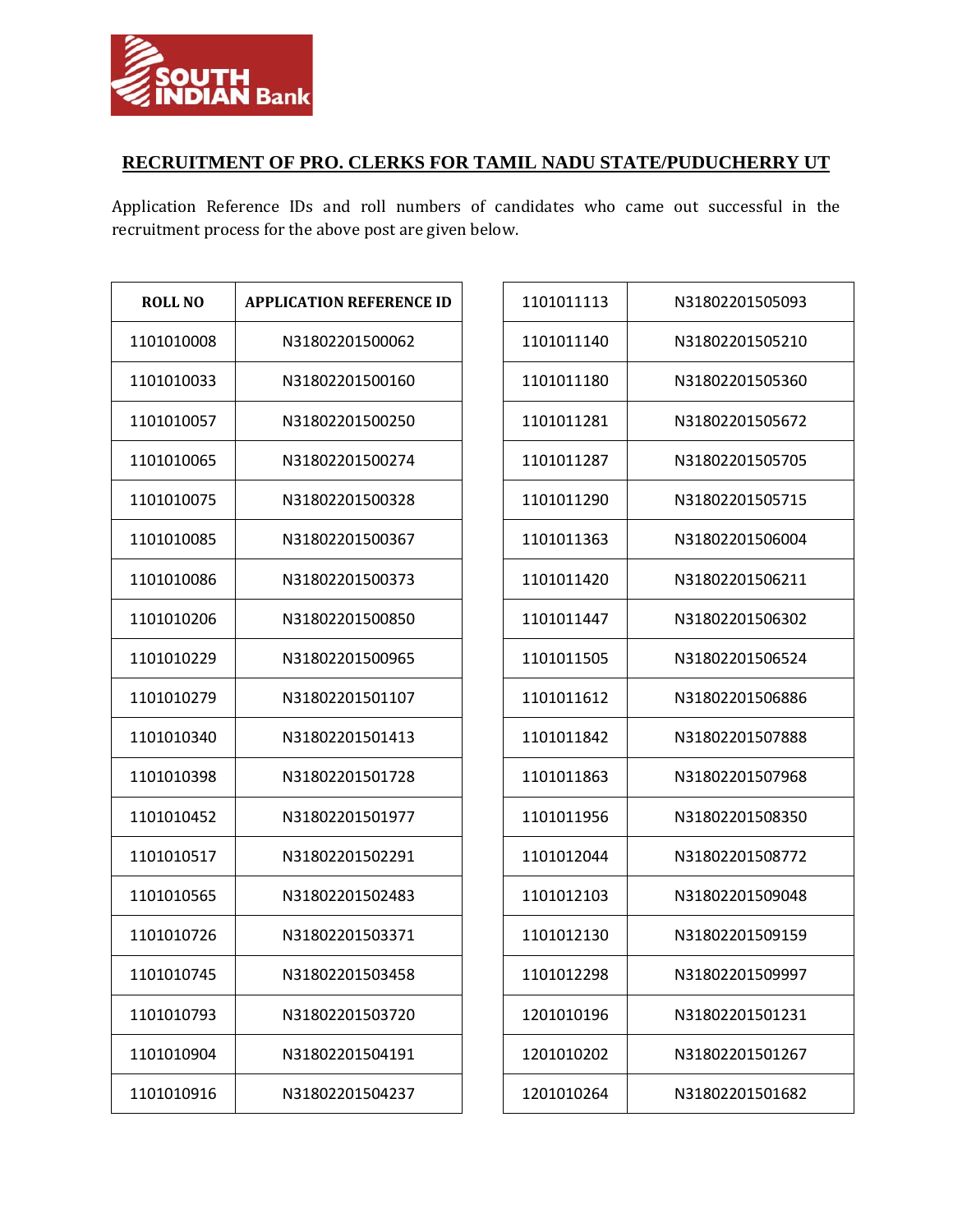SOUTH INDIAN Bank

## RECRUITMENT OF PRO. CLERKS FOR TAMIL NADU STATE/PUDUCHERRY UT

Application Reference IDs and roll numbers of candidates who came out successful in the recruitment process for the above post are given below.

| ROLL NO | APPLICATION REFERENCE ID |
|---|---|
| 1101010008 | N31802201500062 |
| 1101010033 | N31802201500160 |
| 1101010057 | N31802201500250 |
| 1101010065 | N31802201500274 |
| 1101010075 | N31802201500328 |
| 1101010085 | N31802201500367 |
| 1101010086 | N31802201500373 |
| 1101010206 | N31802201500850 |
| 1101010229 | N31802201500965 |
| 1101010279 | N31802201501107 |
| 1101010340 | N31802201501413 |
| 1101010398 | N31802201501728 |
| 1101010452 | N31802201501977 |
| 1101010517 | N31802201502291 |
| 1101010565 | N31802201502483 |
| 1101010726 | N31802201503371 |
| 1101010745 | N31802201503458 |
| 1101010793 | N31802201503720 |
| 1101010904 | N31802201504191 |
| 1101010916 | N31802201504237 |
| 1101011113 | N31802201505093 |
| 1101011140 | N31802201505210 |
| 1101011180 | N31802201505360 |
| 1101011281 | N31802201505672 |
| 1101011287 | N31802201505705 |
| 1101011290 | N31802201505715 |
| 1101011363 | N31802201506004 |
| 1101011420 | N31802201506211 |
| 1101011447 | N31802201506302 |
| 1101011505 | N31802201506524 |
| 1101011612 | N31802201506886 |
| 1101011842 | N31802201507888 |
| 1101011863 | N31802201507968 |
| 1101011956 | N31802201508350 |
| 1101012044 | N31802201508772 |
| 1101012103 | N31802201509048 |
| 1101012130 | N31802201509159 |
| 1101012298 | N31802201509997 |
| 1201010196 | N31802201501231 |
| 1201010202 | N31802201501267 |
| 1201010264 | N31802201501682 |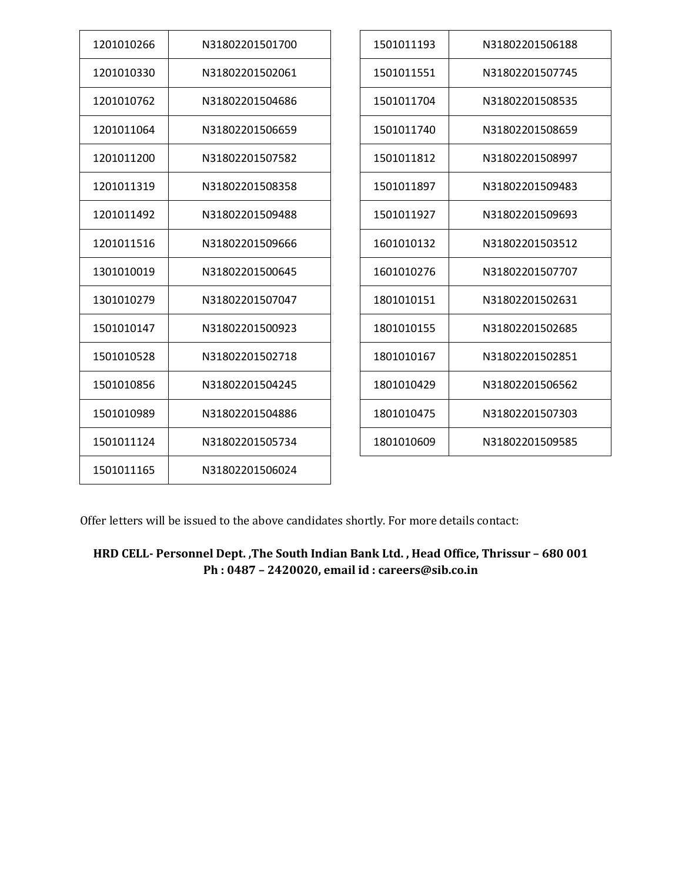| | |
|---|---|
| 1201010266 | N31802201501700 |
| 1201010330 | N31802201502061 |
| 1201010762 | N31802201504686 |
| 1201011064 | N31802201506659 |
| 1201011200 | N31802201507582 |
| 1201011319 | N31802201508358 |
| 1201011492 | N31802201509488 |
| 1201011516 | N31802201509666 |
| 1301010019 | N31802201500645 |
| 1301010279 | N31802201507047 |
| 1501010147 | N31802201500923 |
| 1501010528 | N31802201502718 |
| 1501010856 | N31802201504245 |
| 1501010989 | N31802201504886 |
| 1501011124 | N31802201505734 |
| 1501011165 | N31802201506024 |

| | |
|---|---|
| 1501011193 | N31802201506188 |
| 1501011551 | N31802201507745 |
| 1501011704 | N31802201508535 |
| 1501011740 | N31802201508659 |
| 1501011812 | N31802201508997 |
| 1501011897 | N31802201509483 |
| 1501011927 | N31802201509693 |
| 1601010132 | N31802201503512 |
| 1601010276 | N31802201507707 |
| 1801010151 | N31802201502631 |
| 1801010155 | N31802201502685 |
| 1801010167 | N31802201502851 |
| 1801010429 | N31802201506562 |
| 1801010475 | N31802201507303 |
| 1801010609 | N31802201509585 |

Offer letters will be issued to the above candidates shortly. For more details contact:

**HRD CELL- Personnel Dept. ,The South Indian Bank Ltd. , Head Office, Thrissur – 680 001**
**Ph : 0487 – 2420020, email id : careers@sib.co.in**